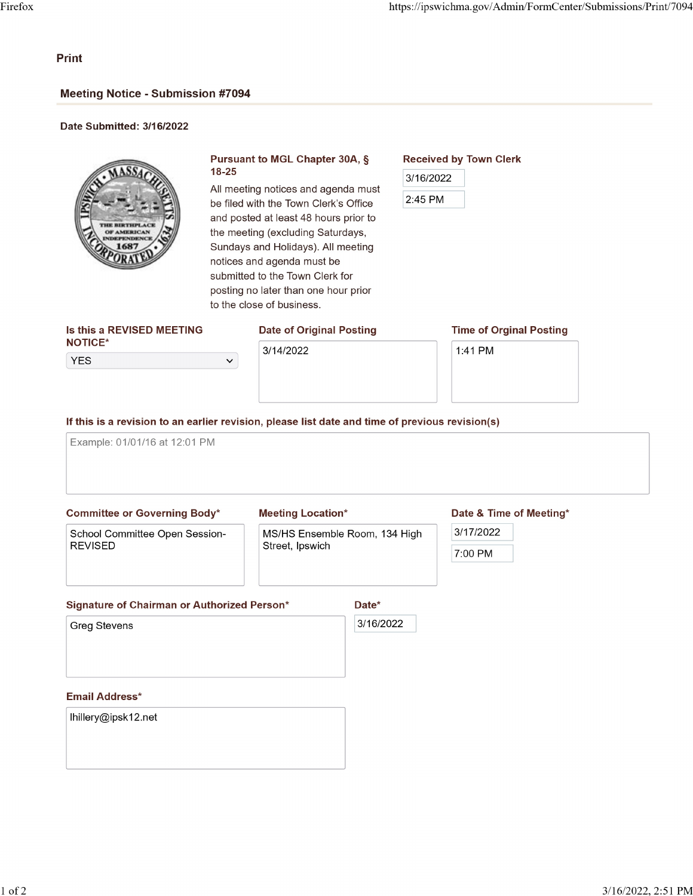Print

## Meeting Notice - Submission #7094

**Date Submitted: 3/16/2022**

**Pursuant to MGL Chapter 30A, § 18-25**

All meeting notices and agenda must be filed with the Town Clerk's Office and posted at least 48 hours prior to the meeting (excluding Saturdays, Sundays and Holidays). All meeting notices and agenda must be submitted to the Town Clerk for posting no later than one hour prior to the close of business.

**Received by Town Clerk**

3/16/2022

2:45 PM

**Is this a REVISED MEETING NOTICE***

YES

**Date of Original Posting**

3/14/2022

**Time of Orginal Posting**

1:41 PM

**If this is a revision to an earlier revision, please list date and time of previous revision(s)**

Example: 01/01/16 at 12:01 PM

**Committee or Governing Body***

School Committee Open Session-REVISED

**Meeting Location***

MS/HS Ensemble Room, 134 High Street, Ipswich

**Date & Time of Meeting***

3/17/2022

7:00 PM

**Signature of Chairman or Authorized Person***

Greg Stevens

**Date***

3/16/2022

**Email Address***

lhillery@ipsk12.net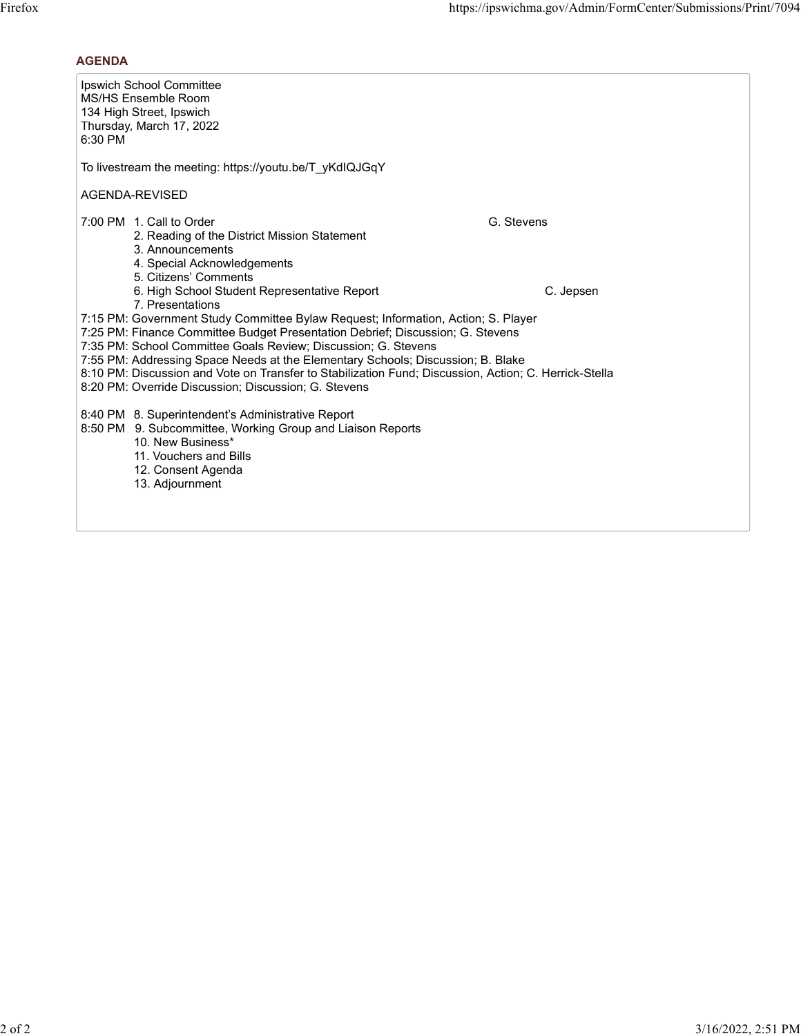## AGENDA

Ipswich School Committee
MS/HS Ensemble Room
134 High Street, Ipswich
Thursday, March 17, 2022
6:30 PM

To livestream the meeting: https://youtu.be/T_yKdIQJGqY

AGENDA-REVISED

7:00 PM 1. Call to Order G. Stevens
2. Reading of the District Mission Statement
3. Announcements
4. Special Acknowledgements
5. Citizens' Comments
6. High School Student Representative Report C. Jepsen
7. Presentations

7:15 PM: Government Study Committee Bylaw Request; Information, Action; S. Player
7:25 PM: Finance Committee Budget Presentation Debrief; Discussion; G. Stevens
7:35 PM: School Committee Goals Review; Discussion; G. Stevens
7:55 PM: Addressing Space Needs at the Elementary Schools; Discussion; B. Blake
8:10 PM: Discussion and Vote on Transfer to Stabilization Fund; Discussion, Action; C. Herrick-Stella
8:20 PM: Override Discussion; Discussion; G. Stevens

8:40 PM 8. Superintendent's Administrative Report
8:50 PM 9. Subcommittee, Working Group and Liaison Reports
10. New Business*
11. Vouchers and Bills
12. Consent Agenda
13. Adjournment